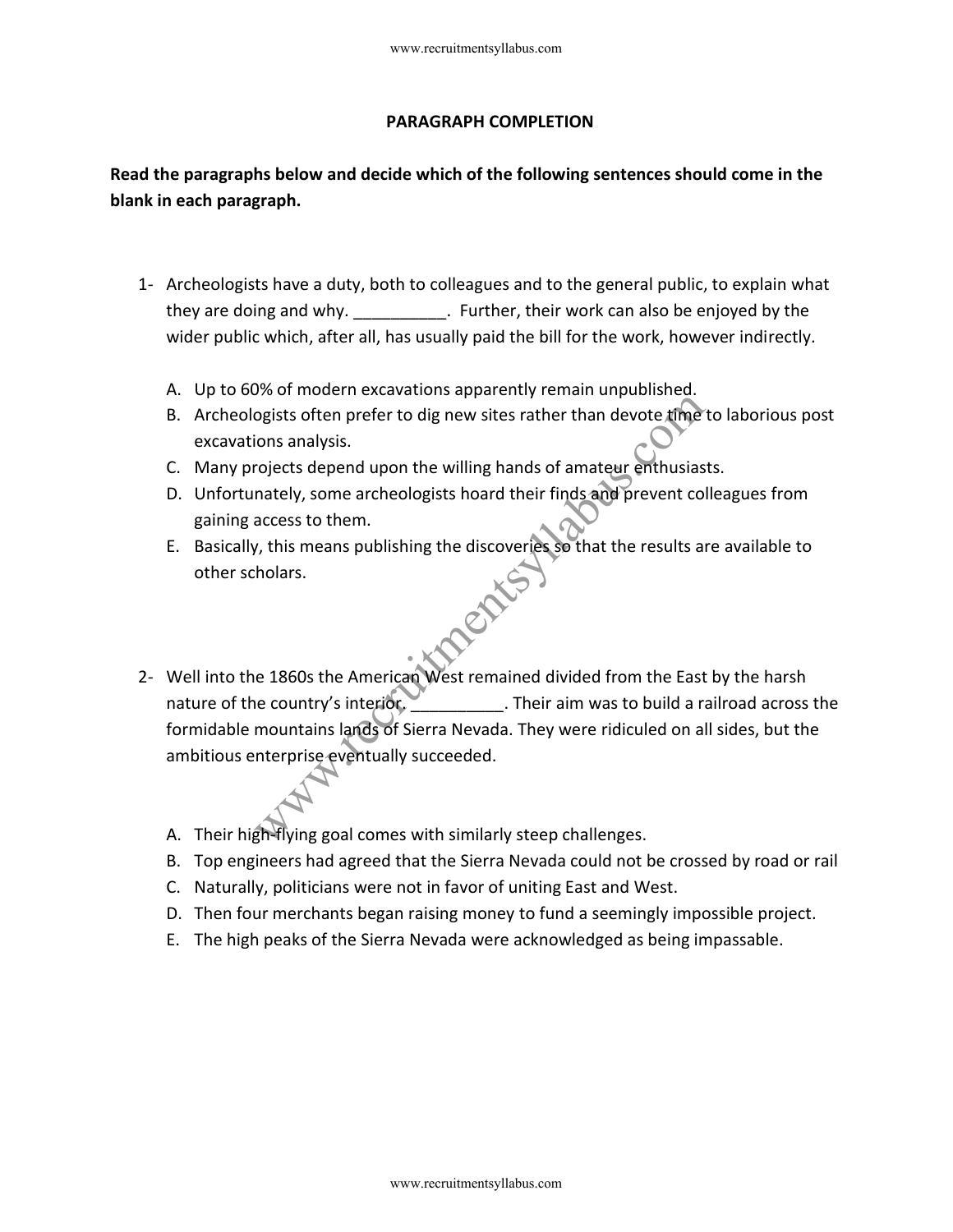## PARAGRAPH COMPLETION

**Read the paragraphs below and decide which of the following sentences should come in the blank in each paragraph.**

1- Archeologists have a duty, both to colleagues and to the general public, to explain what they are doing and why. __________. Further, their work can also be enjoyed by the wider public which, after all, has usually paid the bill for the work, however indirectly.

A. Up to 60% of modern excavations apparently remain unpublished.
B. Archeologists often prefer to dig new sites rather than devote time to laborious post excavations analysis.
C. Many projects depend upon the willing hands of amateur enthusiasts.
D. Unfortunately, some archeologists hoard their finds and prevent colleagues from gaining access to them.
E. Basically, this means publishing the discoveries so that the results are available to other scholars.

2- Well into the 1860s the American West remained divided from the East by the harsh nature of the country's interior. __________. Their aim was to build a railroad across the formidable mountains lands of Sierra Nevada. They were ridiculed on all sides, but the ambitious enterprise eventually succeeded.

A. Their high-flying goal comes with similarly steep challenges.
B. Top engineers had agreed that the Sierra Nevada could not be crossed by road or rail
C. Naturally, politicians were not in favor of uniting East and West.
D. Then four merchants began raising money to fund a seemingly impossible project.
E. The high peaks of the Sierra Nevada were acknowledged as being impassable.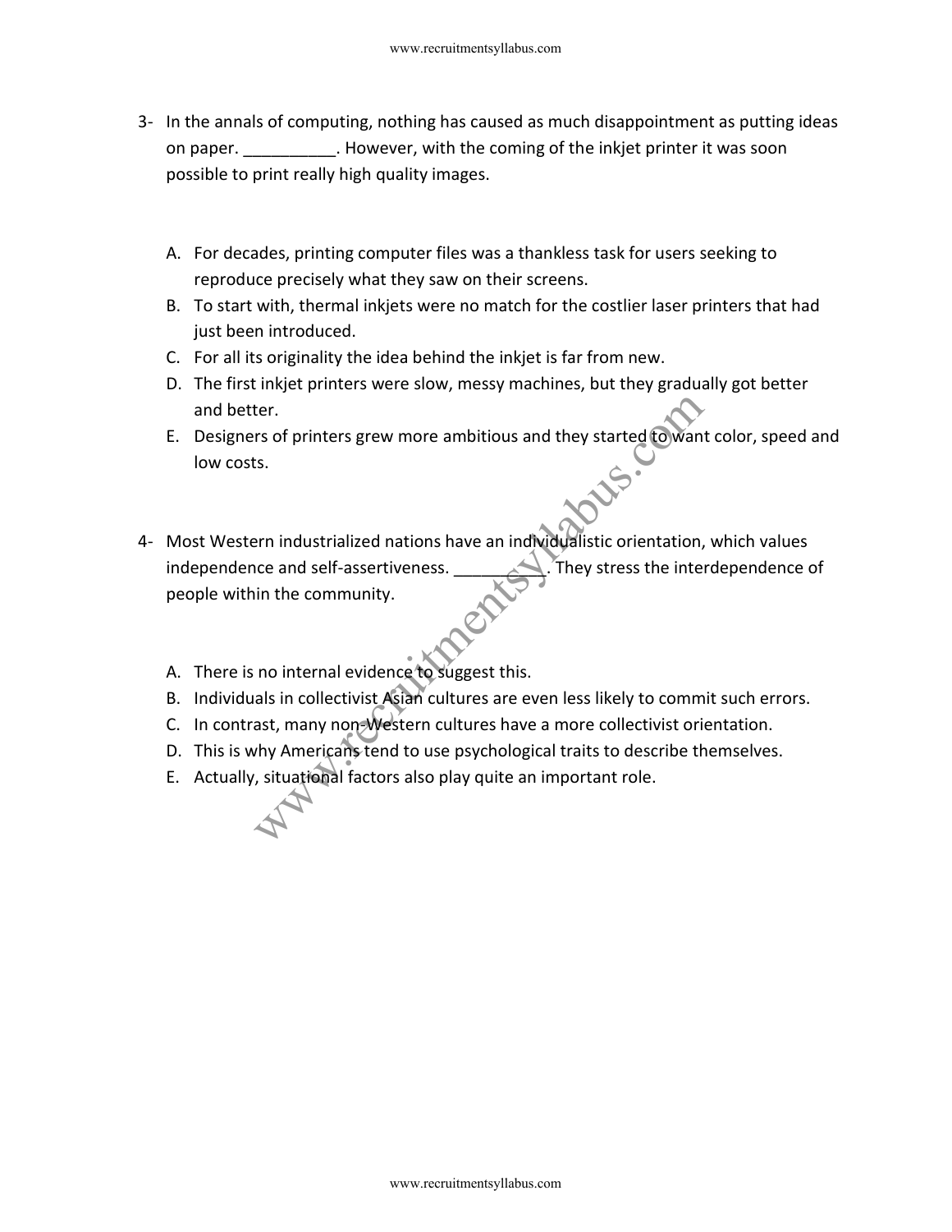3- In the annals of computing, nothing has caused as much disappointment as putting ideas on paper. __________. However, with the coming of the inkjet printer it was soon possible to print really high quality images.

   A. For decades, printing computer files was a thankless task for users seeking to reproduce precisely what they saw on their screens.
   B. To start with, thermal inkjets were no match for the costlier laser printers that had just been introduced.
   C. For all its originality the idea behind the inkjet is far from new.
   D. The first inkjet printers were slow, messy machines, but they gradually got better and better.
   E. Designers of printers grew more ambitious and they started to want color, speed and low costs.

4- Most Western industrialized nations have an individualistic orientation, which values independence and self-assertiveness. _________. They stress the interdependence of people within the community.

   A. There is no internal evidence to suggest this.
   B. Individuals in collectivist Asian cultures are even less likely to commit such errors.
   C. In contrast, many non-Western cultures have a more collectivist orientation.
   D. This is why Americans tend to use psychological traits to describe themselves.
   E. Actually, situational factors also play quite an important role.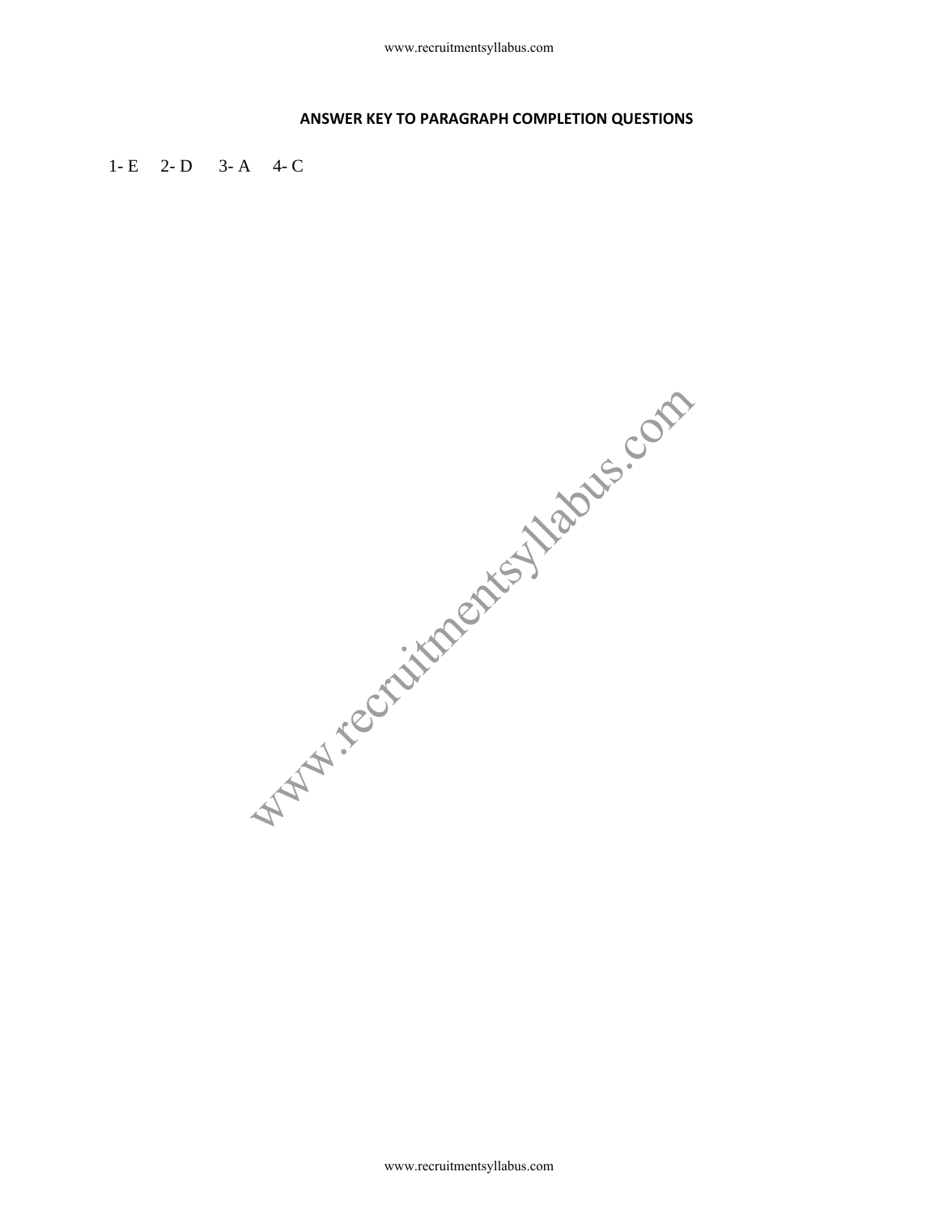## ANSWER KEY TO PARAGRAPH COMPLETION QUESTIONS

1- E 2- D 3- A 4- C